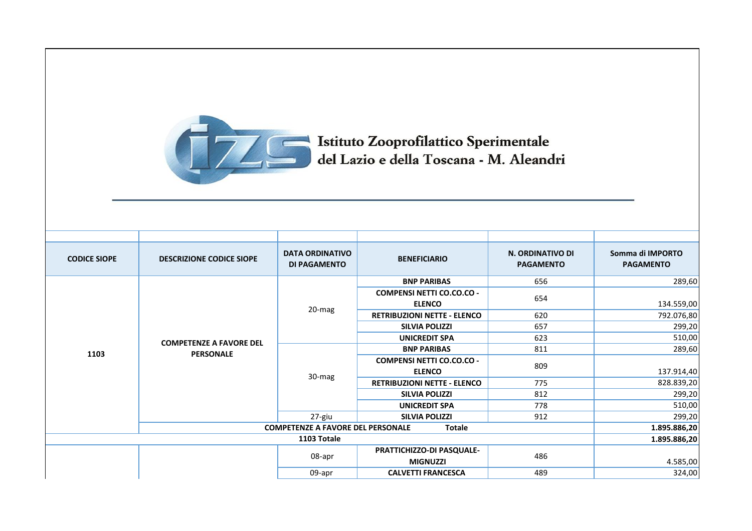Istituto Zooprofilattico Sperimentale del Lazio e della Toscana - M. Aleandri

| CODICE SIOPE | DESCRIZIONE CODICE SIOPE | DATA ORDINATIVO DI PAGAMENTO | BENEFICIARIO | N. ORDINATIVO DI PAGAMENTO | Somma di IMPORTO PAGAMENTO |
|---|---|---|---|---|---|
| 1103 | COMPETENZE A FAVORE DEL PERSONALE | 20-mag | BNP PARIBAS | 656 | 289,60 |
| | | | COMPENSI NETTI CO.CO.CO - ELENCO | 654 | 134.559,00 |
| | | | RETRIBUZIONI NETTE - ELENCO | 620 | 792.076,80 |
| | | | SILVIA POLIZZI | 657 | 299,20 |
| | | | UNICREDIT SPA | 623 | 510,00 |
| | | 30-mag | BNP PARIBAS | 811 | 289,60 |
| | | | COMPENSI NETTI CO.CO.CO - ELENCO | 809 | 137.914,40 |
| | | | RETRIBUZIONI NETTE - ELENCO | 775 | 828.839,20 |
| | | | SILVIA POLIZZI | 812 | 299,20 |
| | | | UNICREDIT SPA | 778 | 510,00 |
| | | 27-giu | SILVIA POLIZZI | 912 | 299,20 |
| | COMPETENZE A FAVORE DEL PERSONALE Totale | | | | 1.895.886,20 |
| 1103 Totale | | | | | 1.895.886,20 |
| | | 08-apr | PRATTICHIZZO-DI PASQUALE-MIGNUZZI | 486 | 4.585,00 |
| | | 09-apr | CALVETTI FRANCESCA | 489 | 324,00 |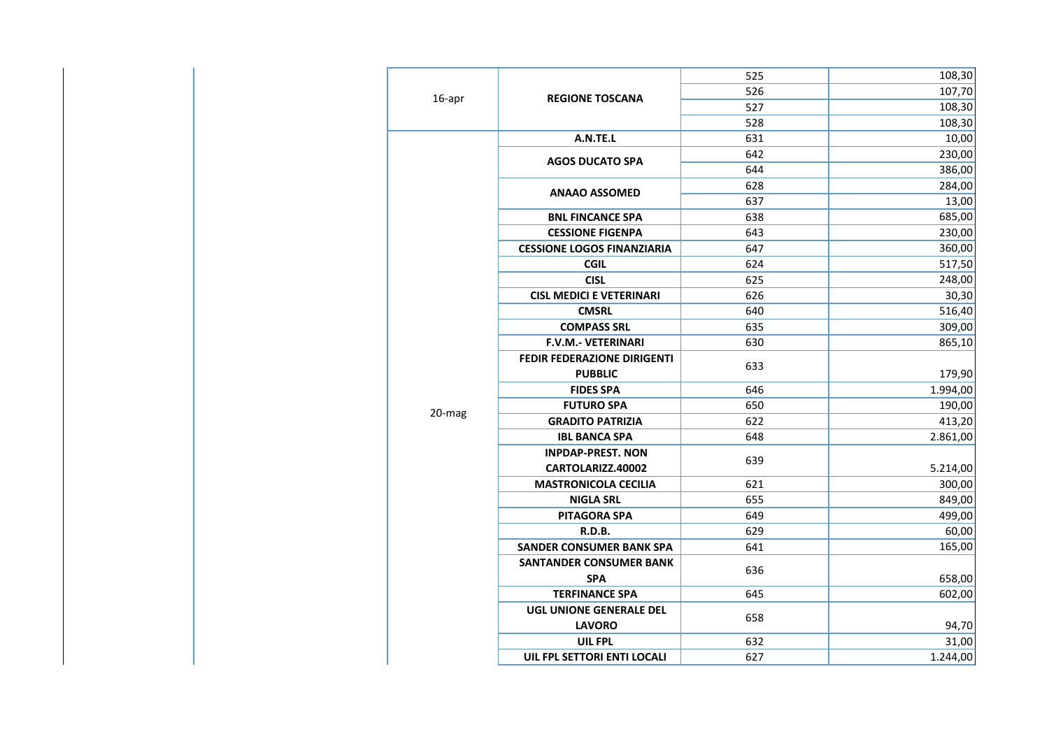| | | | | | |
|---|---|---|---|---|---|
| | | 16-apr | **REGIONE TOSCANA** | 525 | 108,30 |
| | | | | 526 | 107,70 |
| | | | | 527 | 108,30 |
| | | | | 528 | 108,30 |
| | | 20-mag | **A.N.TE.L** | 631 | 10,00 |
| | | | **AGOS DUCATO SPA** | 642 | 230,00 |
| | | | | 644 | 386,00 |
| | | | **ANAAO ASSOMED** | 628 | 284,00 |
| | | | | 637 | 13,00 |
| | | | **BNL FINCANCE SPA** | 638 | 685,00 |
| | | | **CESSIONE FIGENPA** | 643 | 230,00 |
| | | | **CESSIONE LOGOS FINANZIARIA** | 647 | 360,00 |
| | | | **CGIL** | 624 | 517,50 |
| | | | **CISL** | 625 | 248,00 |
| | | | **CISL MEDICI E VETERINARI** | 626 | 30,30 |
| | | | **CMSRL** | 640 | 516,40 |
| | | | **COMPASS SRL** | 635 | 309,00 |
| | | | **F.V.M.- VETERINARI** | 630 | 865,10 |
| | | | **FEDIR FEDERAZIONE DIRIGENTI PUBBLIC** | 633 | 179,90 |
| | | | **FIDES SPA** | 646 | 1.994,00 |
| | | | **FUTURO SPA** | 650 | 190,00 |
| | | | **GRADITO PATRIZIA** | 622 | 413,20 |
| | | | **IBL BANCA SPA** | 648 | 2.861,00 |
| | | | **INPDAP-PREST. NON CARTOLARIZZ.40002** | 639 | 5.214,00 |
| | | | **MASTRONICOLA CECILIA** | 621 | 300,00 |
| | | | **NIGLA SRL** | 655 | 849,00 |
| | | | **PITAGORA SPA** | 649 | 499,00 |
| | | | **R.D.B.** | 629 | 60,00 |
| | | | **SANDER CONSUMER BANK SPA** | 641 | 165,00 |
| | | | **SANTANDER CONSUMER BANK SPA** | 636 | 658,00 |
| | | | **TERFINANCE SPA** | 645 | 602,00 |
| | | | **UGL UNIONE GENERALE DEL LAVORO** | 658 | 94,70 |
| | | | **UIL FPL** | 632 | 31,00 |
| | | | **UIL FPL SETTORI ENTI LOCALI** | 627 | 1.244,00 |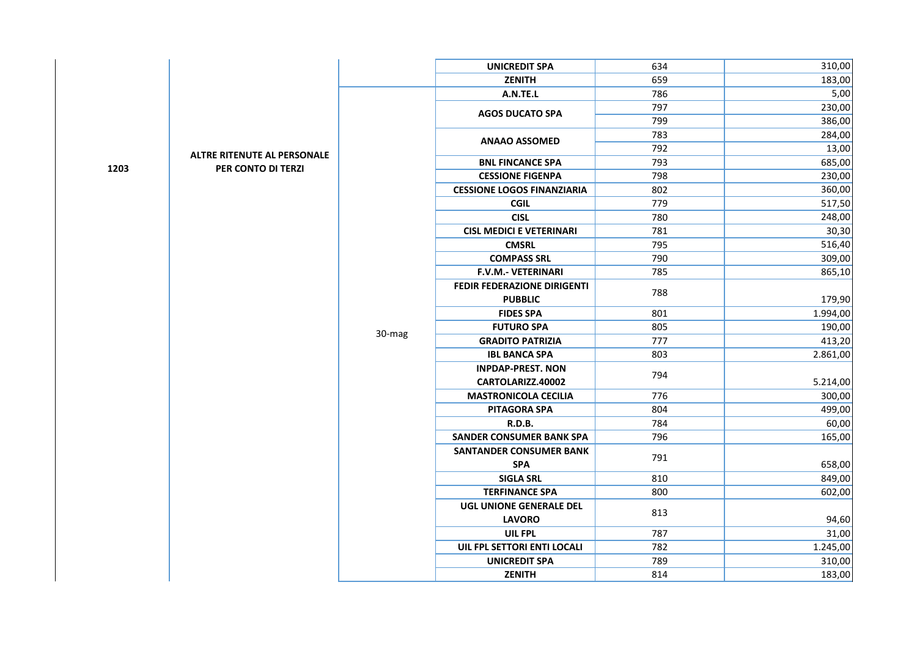| | | | UNICREDIT SPA | 634 | 310,00 |
|---|---|---|---|---|---|
| | | | ZENITH | 659 | 183,00 |
| 1203 | ALTRE RITENUTE AL PERSONALE PER CONTO DI TERZI | 30-mag | A.N.TE.L | 786 | 5,00 |
| | | | AGOS DUCATO SPA | 797 | 230,00 |
| | | | | 799 | 386,00 |
| | | | ANAAO ASSOMED | 783 | 284,00 |
| | | | | 792 | 13,00 |
| | | | BNL FINCANCE SPA | 793 | 685,00 |
| | | | CESSIONE FIGENPA | 798 | 230,00 |
| | | | CESSIONE LOGOS FINANZIARIA | 802 | 360,00 |
| | | | CGIL | 779 | 517,50 |
| | | | CISL | 780 | 248,00 |
| | | | CISL MEDICI E VETERINARI | 781 | 30,30 |
| | | | CMSRL | 795 | 516,40 |
| | | | COMPASS SRL | 790 | 309,00 |
| | | | F.V.M.- VETERINARI | 785 | 865,10 |
| | | | FEDIR FEDERAZIONE DIRIGENTI PUBBLIC | 788 | 179,90 |
| | | | FIDES SPA | 801 | 1.994,00 |
| | | | FUTURO SPA | 805 | 190,00 |
| | | | GRADITO PATRIZIA | 777 | 413,20 |
| | | | IBL BANCA SPA | 803 | 2.861,00 |
| | | | INPDAP-PREST. NON CARTOLARIZZ.40002 | 794 | 5.214,00 |
| | | | MASTRONICOLA CECILIA | 776 | 300,00 |
| | | | PITAGORA SPA | 804 | 499,00 |
| | | | R.D.B. | 784 | 60,00 |
| | | | SANDER CONSUMER BANK SPA | 796 | 165,00 |
| | | | SANTANDER CONSUMER BANK SPA | 791 | 658,00 |
| | | | SIGLA SRL | 810 | 849,00 |
| | | | TERFINANCE SPA | 800 | 602,00 |
| | | | UGL UNIONE GENERALE DEL LAVORO | 813 | 94,60 |
| | | | UIL FPL | 787 | 31,00 |
| | | | UIL FPL SETTORI ENTI LOCALI | 782 | 1.245,00 |
| | | | UNICREDIT SPA | 789 | 310,00 |
| | | | ZENITH | 814 | 183,00 |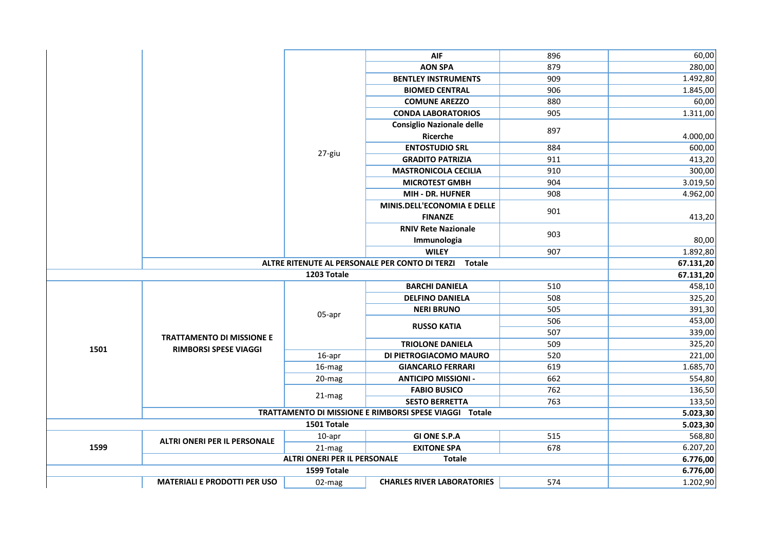| | | | | | |
|---|---|---|---|---|---|
| | | 27-giu | **AIF** | 896 | 60,00 |
| | | | **AON SPA** | 879 | 280,00 |
| | | | **BENTLEY INSTRUMENTS** | 909 | 1.492,80 |
| | | | **BIOMED CENTRAL** | 906 | 1.845,00 |
| | | | **COMUNE AREZZO** | 880 | 60,00 |
| | | | **CONDA LABORATORIOS** | 905 | 1.311,00 |
| | | | **Consiglio Nazionale delle Ricerche** | 897 | 4.000,00 |
| | | | **ENTOSTUDIO SRL** | 884 | 600,00 |
| | | | **GRADITO PATRIZIA** | 911 | 413,20 |
| | | | **MASTRONICOLA CECILIA** | 910 | 300,00 |
| | | | **MICROTEST GMBH** | 904 | 3.019,50 |
| | | | **MIH - DR. HUFNER** | 908 | 4.962,00 |
| | | | **MINIS.DELL'ECONOMIA E DELLE FINANZE** | 901 | 413,20 |
| | | | **RNIV Rete Nazionale Immunologia** | 903 | 80,00 |
| | | | **WILEY** | 907 | 1.892,80 |
| | **ALTRE RITENUTE AL PERSONALE PER CONTO DI TERZI Totale** | | | | **67.131,20** |
| **1203 Totale** | | | | | **67.131,20** |
| **1501** | **TRATTAMENTO DI MISSIONE E RIMBORSI SPESE VIAGGI** | 05-apr | **BARCHI DANIELA** | 510 | 458,10 |
| | | | **DELFINO DANIELA** | 508 | 325,20 |
| | | | **NERI BRUNO** | 505 | 391,30 |
| | | | **RUSSO KATIA** | 506 | 453,00 |
| | | | | 507 | 339,00 |
| | | | **TRIOLONE DANIELA** | 509 | 325,20 |
| | | 16-apr | **DI PIETROGIACOMO MAURO** | 520 | 221,00 |
| | | 16-mag | **GIANCARLO FERRARI** | 619 | 1.685,70 |
| | | 20-mag | **ANTICIPO MISSIONI -** | 662 | 554,80 |
| | | 21-mag | **FABIO BUSICO** | 762 | 136,50 |
| | | | **SESTO BERRETTA** | 763 | 133,50 |
| | **TRATTAMENTO DI MISSIONE E RIMBORSI SPESE VIAGGI Totale** | | | | **5.023,30** |
| **1501 Totale** | | | | | **5.023,30** |
| **1599** | **ALTRI ONERI PER IL PERSONALE** | 10-apr | **GI ONE S.P.A** | 515 | 568,80 |
| | | 21-mag | **EXITONE SPA** | 678 | 6.207,20 |
| | **ALTRI ONERI PER IL PERSONALE Totale** | | | | **6.776,00** |
| **1599 Totale** | | | | | **6.776,00** |
| | **MATERIALI E PRODOTTI PER USO** | 02-mag | **CHARLES RIVER LABORATORIES** | 574 | 1.202,90 |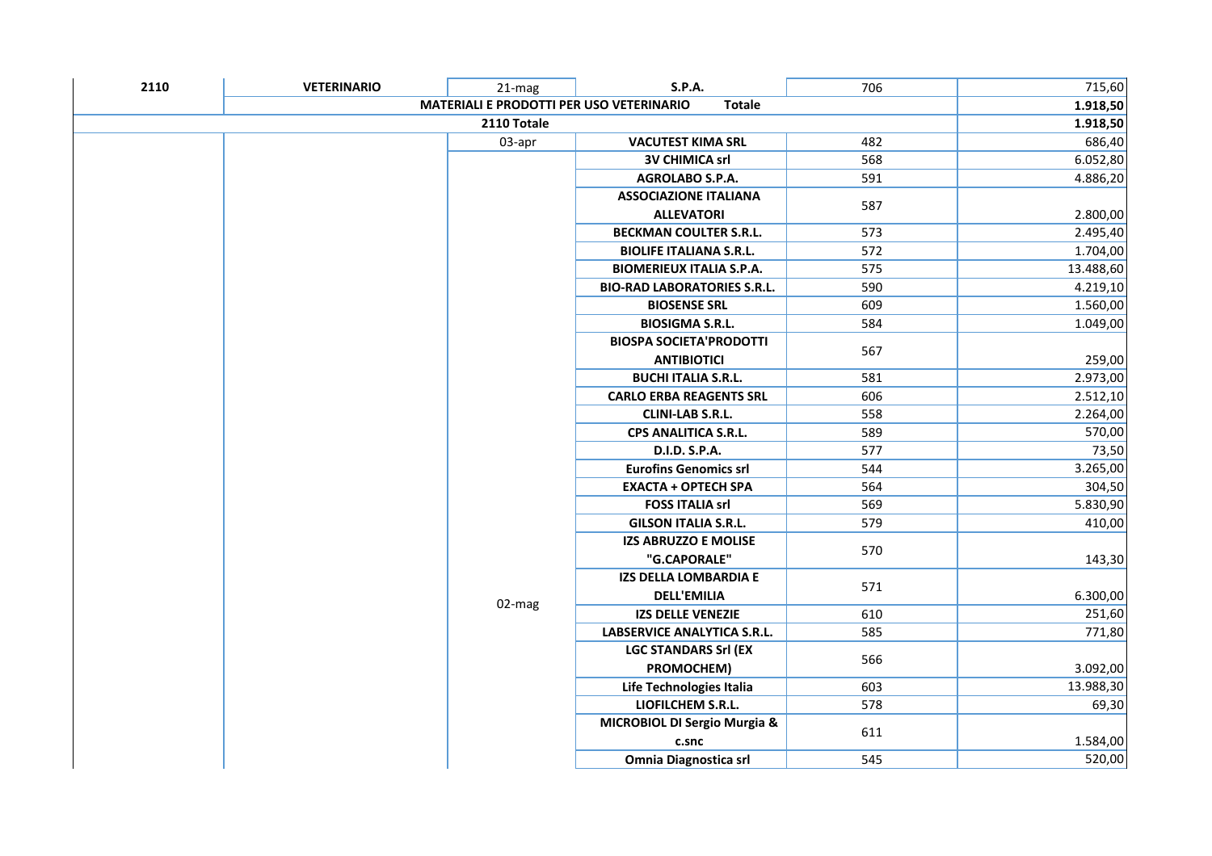| | | | | | |
|---|---|---|---|---|---|
| **2110** | **VETERINARIO** | 21-mag | **S.P.A.** | 706 | 715,60 |
| | **MATERIALI E PRODOTTI PER USO VETERINARIO** | | **Totale** | | **1.918,50** |
| | | **2110 Totale** | | | **1.918,50** |
| | | 03-apr | **VACUTEST KIMA SRL** | 482 | 686,40 |
| | | 02-mag | **3V CHIMICA srl** | 568 | 6.052,80 |
| | | | **AGROLABO S.P.A.** | 591 | 4.886,20 |
| | | | **ASSOCIAZIONE ITALIANA ALLEVATORI** | 587 | 2.800,00 |
| | | | **BECKMAN COULTER S.R.L.** | 573 | 2.495,40 |
| | | | **BIOLIFE ITALIANA S.R.L.** | 572 | 1.704,00 |
| | | | **BIOMERIEUX ITALIA S.P.A.** | 575 | 13.488,60 |
| | | | **BIO-RAD LABORATORIES S.R.L.** | 590 | 4.219,10 |
| | | | **BIOSENSE SRL** | 609 | 1.560,00 |
| | | | **BIOSIGMA S.R.L.** | 584 | 1.049,00 |
| | | | **BIOSPA SOCIETA'PRODOTTI ANTIBIOTICI** | 567 | 259,00 |
| | | | **BUCHI ITALIA S.R.L.** | 581 | 2.973,00 |
| | | | **CARLO ERBA REAGENTS SRL** | 606 | 2.512,10 |
| | | | **CLINI-LAB S.R.L.** | 558 | 2.264,00 |
| | | | **CPS ANALITICA S.R.L.** | 589 | 570,00 |
| | | | **D.I.D. S.P.A.** | 577 | 73,50 |
| | | | **Eurofins Genomics srl** | 544 | 3.265,00 |
| | | | **EXACTA + OPTECH SPA** | 564 | 304,50 |
| | | | **FOSS ITALIA srl** | 569 | 5.830,90 |
| | | | **GILSON ITALIA S.R.L.** | 579 | 410,00 |
| | | | **IZS ABRUZZO E MOLISE "G.CAPORALE"** | 570 | 143,30 |
| | | | **IZS DELLA LOMBARDIA E DELL'EMILIA** | 571 | 6.300,00 |
| | | | **IZS DELLE VENEZIE** | 610 | 251,60 |
| | | | **LABSERVICE ANALYTICA S.R.L.** | 585 | 771,80 |
| | | | **LGC STANDARS Srl (EX PROMOCHEM)** | 566 | 3.092,00 |
| | | | **Life Technologies Italia** | 603 | 13.988,30 |
| | | | **LIOFILCHEM S.R.L.** | 578 | 69,30 |
| | | | **MICROBIOL DI Sergio Murgia & c.snc** | 611 | 1.584,00 |
| | | | **Omnia Diagnostica srl** | 545 | 520,00 |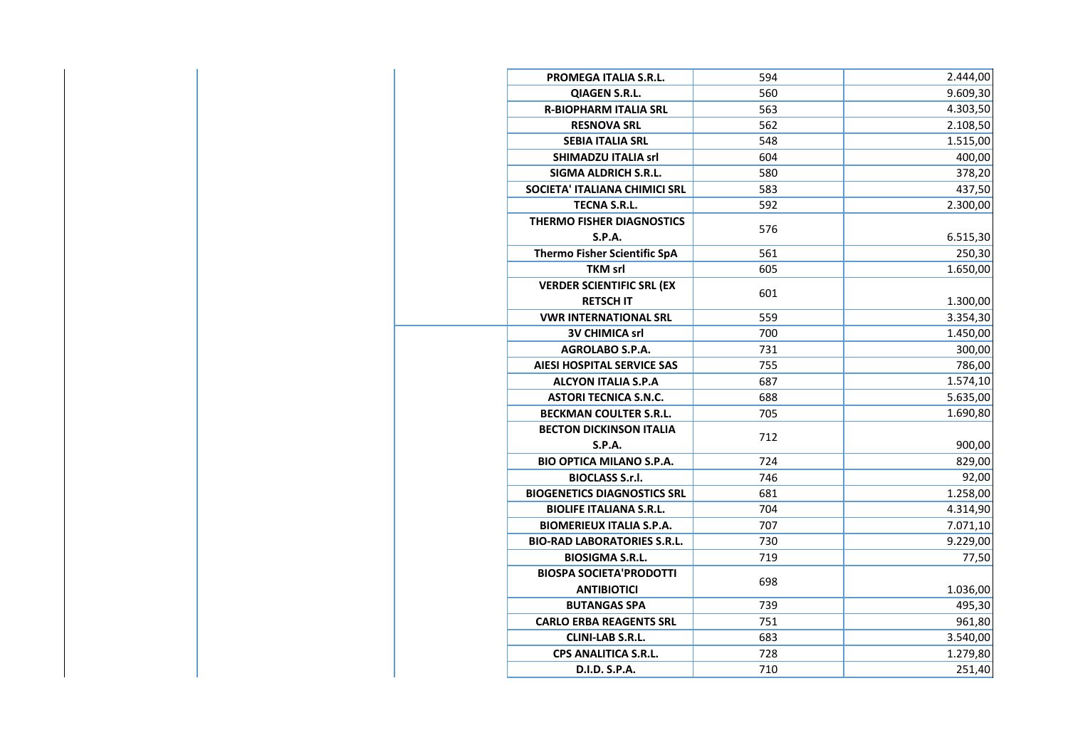| | | | | | |
|---|---|---|---|---|---|
| | | | PROMEGA ITALIA S.R.L. | 594 | 2.444,00 |
| | | | QIAGEN S.R.L. | 560 | 9.609,30 |
| | | | R-BIOPHARM ITALIA SRL | 563 | 4.303,50 |
| | | | RESNOVA SRL | 562 | 2.108,50 |
| | | | SEBIA ITALIA SRL | 548 | 1.515,00 |
| | | | SHIMADZU ITALIA srl | 604 | 400,00 |
| | | | SIGMA ALDRICH S.R.L. | 580 | 378,20 |
| | | | SOCIETA' ITALIANA CHIMICI SRL | 583 | 437,50 |
| | | | TECNA S.R.L. | 592 | 2.300,00 |
| | | | THERMO FISHER DIAGNOSTICS S.P.A. | 576 | 6.515,30 |
| | | | Thermo Fisher Scientific SpA | 561 | 250,30 |
| | | | TKM srl | 605 | 1.650,00 |
| | | | VERDER SCIENTIFIC SRL (EX RETSCH IT | 601 | 1.300,00 |
| | | | VWR INTERNATIONAL SRL | 559 | 3.354,30 |
| | | | 3V CHIMICA srl | 700 | 1.450,00 |
| | | | AGROLABO S.P.A. | 731 | 300,00 |
| | | | AIESI HOSPITAL SERVICE SAS | 755 | 786,00 |
| | | | ALCYON ITALIA S.P.A | 687 | 1.574,10 |
| | | | ASTORI TECNICA S.N.C. | 688 | 5.635,00 |
| | | | BECKMAN COULTER S.R.L. | 705 | 1.690,80 |
| | | | BECTON DICKINSON ITALIA S.P.A. | 712 | 900,00 |
| | | | BIO OPTICA MILANO S.P.A. | 724 | 829,00 |
| | | | BIOCLASS S.r.l. | 746 | 92,00 |
| | | | BIOGENETICS DIAGNOSTICS SRL | 681 | 1.258,00 |
| | | | BIOLIFE ITALIANA S.R.L. | 704 | 4.314,90 |
| | | | BIOMERIEUX ITALIA S.P.A. | 707 | 7.071,10 |
| | | | BIO-RAD LABORATORIES S.R.L. | 730 | 9.229,00 |
| | | | BIOSIGMA S.R.L. | 719 | 77,50 |
| | | | BIOSPA SOCIETA'PRODOTTI ANTIBIOTICI | 698 | 1.036,00 |
| | | | BUTANGAS SPA | 739 | 495,30 |
| | | | CARLO ERBA REAGENTS SRL | 751 | 961,80 |
| | | | CLINI-LAB S.R.L. | 683 | 3.540,00 |
| | | | CPS ANALITICA S.R.L. | 728 | 1.279,80 |
| | | | D.I.D. S.P.A. | 710 | 251,40 |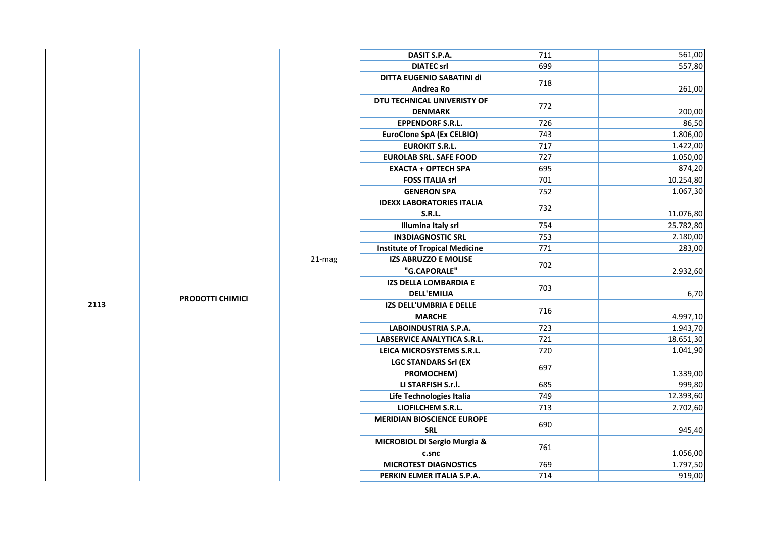| | | | | | |
|---|---|---|---|---|---|
| 2113 | PRODOTTI CHIMICI | 21-mag | **DASIT S.P.A.** | 711 | 561,00 |
| | | | **DIATEC srl** | 699 | 557,80 |
| | | | **DITTA EUGENIO SABATINI di Andrea Ro** | 718 | 261,00 |
| | | | **DTU TECHNICAL UNIVERISTY OF DENMARK** | 772 | 200,00 |
| | | | **EPPENDORF S.R.L.** | 726 | 86,50 |
| | | | **EuroClone SpA (Ex CELBIO)** | 743 | 1.806,00 |
| | | | **EUROKIT S.R.L.** | 717 | 1.422,00 |
| | | | **EUROLAB SRL. SAFE FOOD** | 727 | 1.050,00 |
| | | | **EXACTA + OPTECH SPA** | 695 | 874,20 |
| | | | **FOSS ITALIA srl** | 701 | 10.254,80 |
| | | | **GENERON SPA** | 752 | 1.067,30 |
| | | | **IDEXX LABORATORIES ITALIA S.R.L.** | 732 | 11.076,80 |
| | | | **Illumina Italy srl** | 754 | 25.782,80 |
| | | | **IN3DIAGNOSTIC SRL** | 753 | 2.180,00 |
| | | | **Institute of Tropical Medicine** | 771 | 283,00 |
| | | | **IZS ABRUZZO E MOLISE "G.CAPORALE"** | 702 | 2.932,60 |
| | | | **IZS DELLA LOMBARDIA E DELL'EMILIA** | 703 | 6,70 |
| | | | **IZS DELL'UMBRIA E DELLE MARCHE** | 716 | 4.997,10 |
| | | | **LABOINDUSTRIA S.P.A.** | 723 | 1.943,70 |
| | | | **LABSERVICE ANALYTICA S.R.L.** | 721 | 18.651,30 |
| | | | **LEICA MICROSYSTEMS S.R.L.** | 720 | 1.041,90 |
| | | | **LGC STANDARS Srl (EX PROMOCHEM)** | 697 | 1.339,00 |
| | | | **LI STARFISH S.r.l.** | 685 | 999,80 |
| | | | **Life Technologies Italia** | 749 | 12.393,60 |
| | | | **LIOFILCHEM S.R.L.** | 713 | 2.702,60 |
| | | | **MERIDIAN BIOSCIENCE EUROPE SRL** | 690 | 945,40 |
| | | | **MICROBIOL DI Sergio Murgia & c.snc** | 761 | 1.056,00 |
| | | | **MICROTEST DIAGNOSTICS** | 769 | 1.797,50 |
| | | | **PERKIN ELMER ITALIA S.P.A.** | 714 | 919,00 |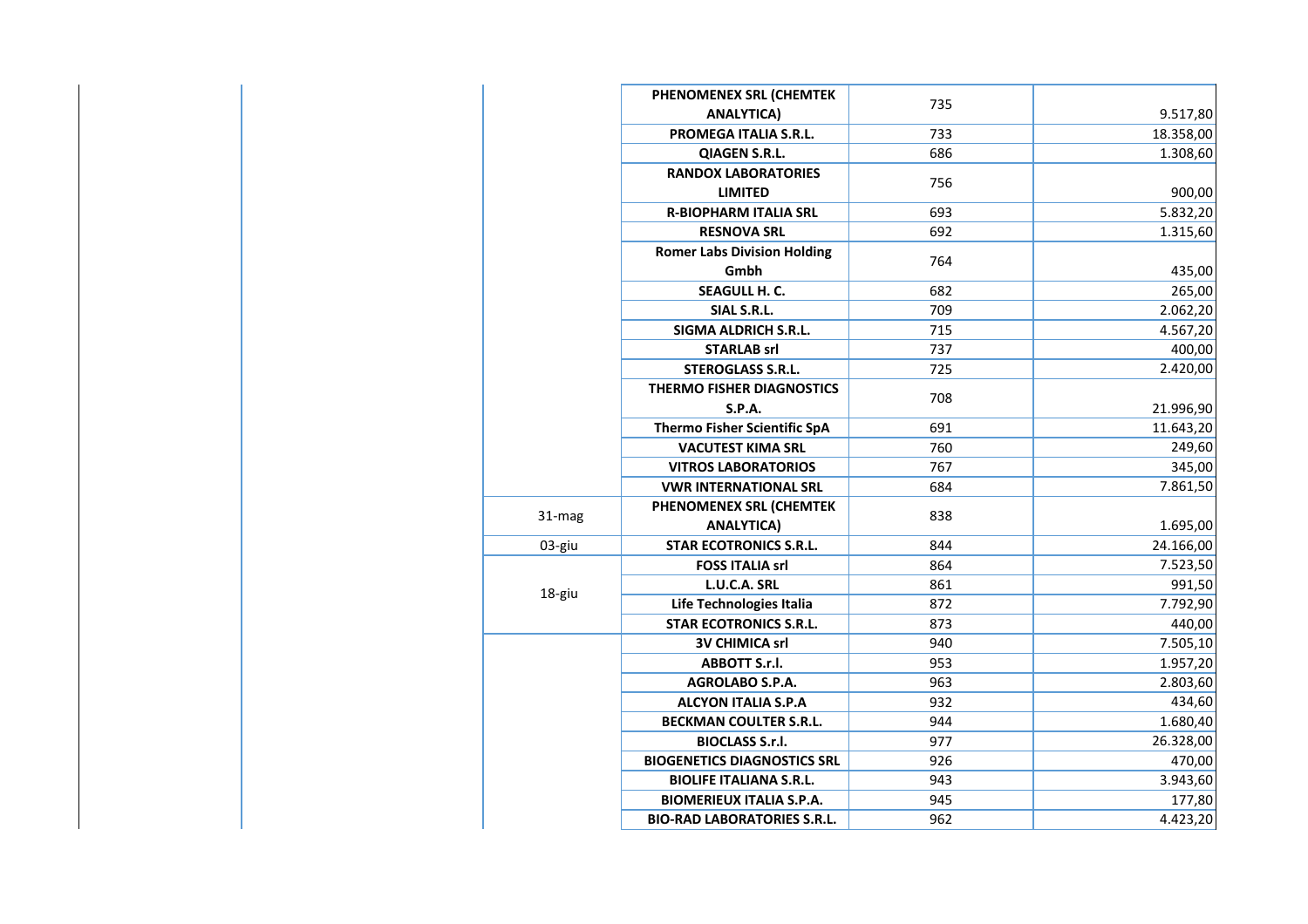| | | | | | |
|---|---|---|---|---|---|
| | | | PHENOMENEX SRL (CHEMTEK ANALYTICA) | 735 | 9.517,80 |
| | | | PROMEGA ITALIA S.R.L. | 733 | 18.358,00 |
| | | | QIAGEN S.R.L. | 686 | 1.308,60 |
| | | | RANDOX LABORATORIES LIMITED | 756 | 900,00 |
| | | | R-BIOPHARM ITALIA SRL | 693 | 5.832,20 |
| | | | RESNOVA SRL | 692 | 1.315,60 |
| | | | Romer Labs Division Holding Gmbh | 764 | 435,00 |
| | | | SEAGULL H. C. | 682 | 265,00 |
| | | | SIAL S.R.L. | 709 | 2.062,20 |
| | | | SIGMA ALDRICH S.R.L. | 715 | 4.567,20 |
| | | | STARLAB srl | 737 | 400,00 |
| | | | STEROGLASS S.R.L. | 725 | 2.420,00 |
| | | | THERMO FISHER DIAGNOSTICS S.P.A. | 708 | 21.996,90 |
| | | | Thermo Fisher Scientific SpA | 691 | 11.643,20 |
| | | | VACUTEST KIMA SRL | 760 | 249,60 |
| | | | VITROS LABORATORIOS | 767 | 345,00 |
| | | | VWR INTERNATIONAL SRL | 684 | 7.861,50 |
| | | 31-mag | PHENOMENEX SRL (CHEMTEK ANALYTICA) | 838 | 1.695,00 |
| | | 03-giu | STAR ECOTRONICS S.R.L. | 844 | 24.166,00 |
| | | 18-giu | FOSS ITALIA srl | 864 | 7.523,50 |
| | | | L.U.C.A. SRL | 861 | 991,50 |
| | | | Life Technologies Italia | 872 | 7.792,90 |
| | | | STAR ECOTRONICS S.R.L. | 873 | 440,00 |
| | | | 3V CHIMICA srl | 940 | 7.505,10 |
| | | | ABBOTT S.r.l. | 953 | 1.957,20 |
| | | | AGROLABO S.P.A. | 963 | 2.803,60 |
| | | | ALCYON ITALIA S.P.A | 932 | 434,60 |
| | | | BECKMAN COULTER S.R.L. | 944 | 1.680,40 |
| | | | BIOCLASS S.r.l. | 977 | 26.328,00 |
| | | | BIOGENETICS DIAGNOSTICS SRL | 926 | 470,00 |
| | | | BIOLIFE ITALIANA S.R.L. | 943 | 3.943,60 |
| | | | BIOMERIEUX ITALIA S.P.A. | 945 | 177,80 |
| | | | BIO-RAD LABORATORIES S.R.L. | 962 | 4.423,20 |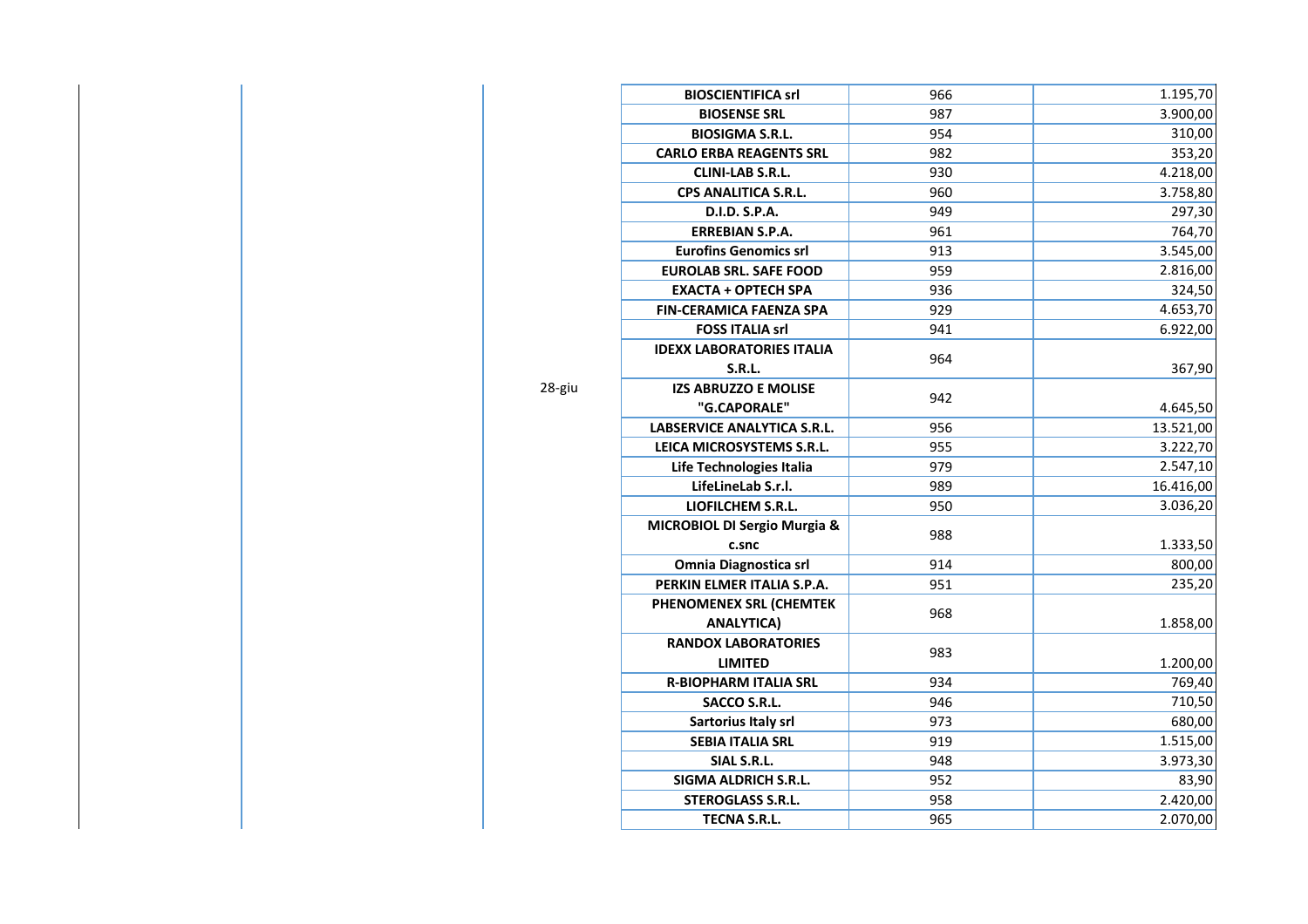| | | | | | |
|---|---|---|---|---|---|
| | | | **BIOSCIENTIFICA srl** | 966 | 1.195,70 |
| | | | **BIOSENSE SRL** | 987 | 3.900,00 |
| | | | **BIOSIGMA S.R.L.** | 954 | 310,00 |
| | | | **CARLO ERBA REAGENTS SRL** | 982 | 353,20 |
| | | | **CLINI-LAB S.R.L.** | 930 | 4.218,00 |
| | | | **CPS ANALITICA S.R.L.** | 960 | 3.758,80 |
| | | | **D.I.D. S.P.A.** | 949 | 297,30 |
| | | | **ERREBIAN S.P.A.** | 961 | 764,70 |
| | | | **Eurofins Genomics srl** | 913 | 3.545,00 |
| | | | **EUROLAB SRL. SAFE FOOD** | 959 | 2.816,00 |
| | | | **EXACTA + OPTECH SPA** | 936 | 324,50 |
| | | | **FIN-CERAMICA FAENZA SPA** | 929 | 4.653,70 |
| | | | **FOSS ITALIA srl** | 941 | 6.922,00 |
| | | | **IDEXX LABORATORIES ITALIA S.R.L.** | 964 | 367,90 |
| | | 28-giu | **IZS ABRUZZO E MOLISE "G.CAPORALE"** | 942 | 4.645,50 |
| | | | **LABSERVICE ANALYTICA S.R.L.** | 956 | 13.521,00 |
| | | | **LEICA MICROSYSTEMS S.R.L.** | 955 | 3.222,70 |
| | | | **Life Technologies Italia** | 979 | 2.547,10 |
| | | | **LifeLineLab S.r.l.** | 989 | 16.416,00 |
| | | | **LIOFILCHEM S.R.L.** | 950 | 3.036,20 |
| | | | **MICROBIOL DI Sergio Murgia & c.snc** | 988 | 1.333,50 |
| | | | **Omnia Diagnostica srl** | 914 | 800,00 |
| | | | **PERKIN ELMER ITALIA S.P.A.** | 951 | 235,20 |
| | | | **PHENOMENEX SRL (CHEMTEK ANALYTICA)** | 968 | 1.858,00 |
| | | | **RANDOX LABORATORIES LIMITED** | 983 | 1.200,00 |
| | | | **R-BIOPHARM ITALIA SRL** | 934 | 769,40 |
| | | | **SACCO S.R.L.** | 946 | 710,50 |
| | | | **Sartorius Italy srl** | 973 | 680,00 |
| | | | **SEBIA ITALIA SRL** | 919 | 1.515,00 |
| | | | **SIAL S.R.L.** | 948 | 3.973,30 |
| | | | **SIGMA ALDRICH S.R.L.** | 952 | 83,90 |
| | | | **STEROGLASS S.R.L.** | 958 | 2.420,00 |
| | | | **TECNA S.R.L.** | 965 | 2.070,00 |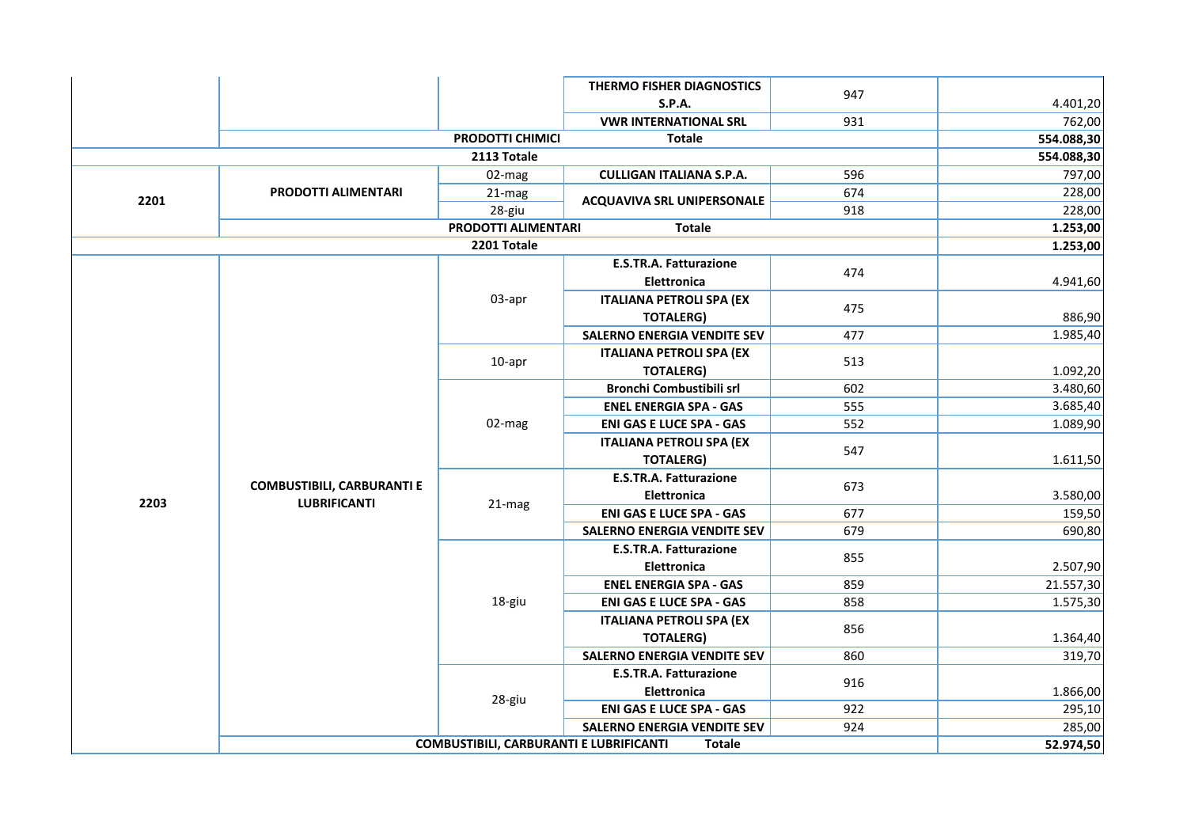| | | | | | |
|---|---|---|---|---|---|
| | | | THERMO FISHER DIAGNOSTICS S.P.A. | 947 | 4.401,20 |
| | | | VWR INTERNATIONAL SRL | 931 | 762,00 |
| | | **PRODOTTI CHIMICI** | **Totale** | | **554.088,30** |
| | | **2113 Totale** | | | **554.088,30** |
| **2201** | **PRODOTTI ALIMENTARI** | 02-mag | **CULLIGAN ITALIANA S.P.A.** | 596 | 797,00 |
| | | 21-mag | **ACQUAVIVA SRL UNIPERSONALE** | 674 | 228,00 |
| | | 28-giu | | 918 | 228,00 |
| | | **PRODOTTI ALIMENTARI** | **Totale** | | **1.253,00** |
| | | **2201 Totale** | | | **1.253,00** |
| **2203** | **COMBUSTIBILI, CARBURANTI E LUBRIFICANTI** | 03-apr | **E.S.TR.A. Fatturazione Elettronica** | 474 | 4.941,60 |
| | | | **ITALIANA PETROLI SPA (EX TOTALERG)** | 475 | 886,90 |
| | | | **SALERNO ENERGIA VENDITE SEV** | 477 | 1.985,40 |
| | | 10-apr | **ITALIANA PETROLI SPA (EX TOTALERG)** | 513 | 1.092,20 |
| | | 02-mag | **Bronchi Combustibili srl** | 602 | 3.480,60 |
| | | | **ENEL ENERGIA SPA - GAS** | 555 | 3.685,40 |
| | | | **ENI GAS E LUCE SPA - GAS** | 552 | 1.089,90 |
| | | | **ITALIANA PETROLI SPA (EX TOTALERG)** | 547 | 1.611,50 |
| | | 21-mag | **E.S.TR.A. Fatturazione Elettronica** | 673 | 3.580,00 |
| | | | **ENI GAS E LUCE SPA - GAS** | 677 | 159,50 |
| | | | **SALERNO ENERGIA VENDITE SEV** | 679 | 690,80 |
| | | 18-giu | **E.S.TR.A. Fatturazione Elettronica** | 855 | 2.507,90 |
| | | | **ENEL ENERGIA SPA - GAS** | 859 | 21.557,30 |
| | | | **ENI GAS E LUCE SPA - GAS** | 858 | 1.575,30 |
| | | | **ITALIANA PETROLI SPA (EX TOTALERG)** | 856 | 1.364,40 |
| | | | **SALERNO ENERGIA VENDITE SEV** | 860 | 319,70 |
| | | 28-giu | **E.S.TR.A. Fatturazione Elettronica** | 916 | 1.866,00 |
| | | | **ENI GAS E LUCE SPA - GAS** | 922 | 295,10 |
| | | | **SALERNO ENERGIA VENDITE SEV** | 924 | 285,00 |
| | | **COMBUSTIBILI, CARBURANTI E LUBRIFICANTI** | **Totale** | | **52.974,50** |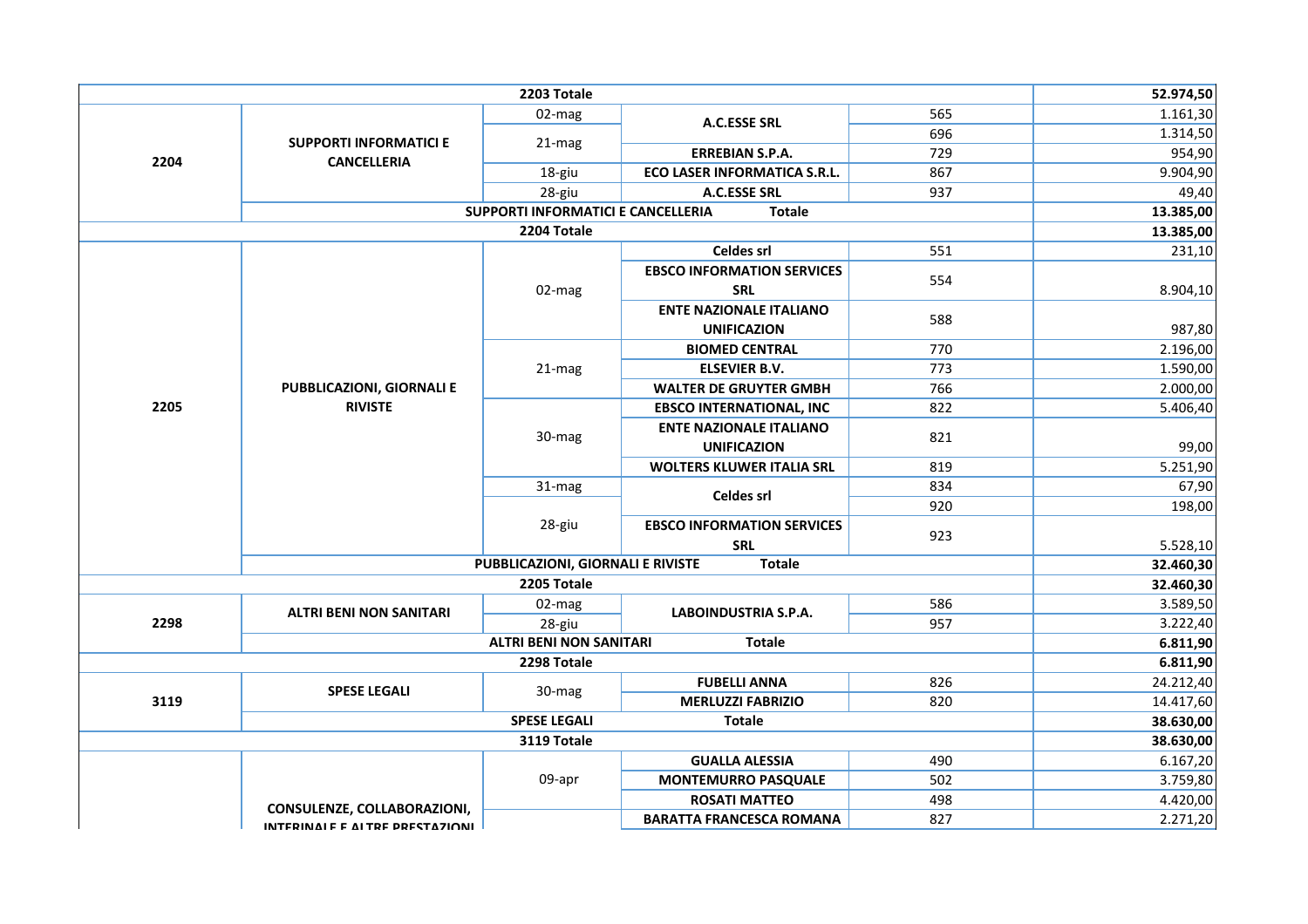| | | | | | |
|---|---|---|---|---|---|
| **2203 Totale** | | | | | **52.974,50** |
| 2204 | SUPPORTI INFORMATICI E CANCELLERIA | 02-mag | A.C.ESSE SRL | 565 | 1.161,30 |
| | | 21-mag | A.C.ESSE SRL | 696 | 1.314,50 |
| | | 21-mag | ERREBIAN S.P.A. | 729 | 954,90 |
| | | 18-giu | ECO LASER INFORMATICA S.R.L. | 867 | 9.904,90 |
| | | 28-giu | A.C.ESSE SRL | 937 | 49,40 |
| | **SUPPORTI INFORMATICI E CANCELLERIA Totale** | | | | **13.385,00** |
| **2204 Totale** | | | | | **13.385,00** |
| 2205 | PUBBLICAZIONI, GIORNALI E RIVISTE | 02-mag | Celdes srl | 551 | 231,10 |
| | | 02-mag | EBSCO INFORMATION SERVICES SRL | 554 | 8.904,10 |
| | | 02-mag | ENTE NAZIONALE ITALIANO UNIFICAZION | 588 | 987,80 |
| | | 21-mag | BIOMED CENTRAL | 770 | 2.196,00 |
| | | 21-mag | ELSEVIER B.V. | 773 | 1.590,00 |
| | | 21-mag | WALTER DE GRUYTER GMBH | 766 | 2.000,00 |
| | | 30-mag | EBSCO INTERNATIONAL, INC | 822 | 5.406,40 |
| | | 30-mag | ENTE NAZIONALE ITALIANO UNIFICAZION | 821 | 99,00 |
| | | 30-mag | WOLTERS KLUWER ITALIA SRL | 819 | 5.251,90 |
| | | 31-mag | Celdes srl | 834 | 67,90 |
| | | 28-giu | Celdes srl | 920 | 198,00 |
| | | 28-giu | EBSCO INFORMATION SERVICES SRL | 923 | 5.528,10 |
| | **PUBBLICAZIONI, GIORNALI E RIVISTE Totale** | | | | **32.460,30** |
| **2205 Totale** | | | | | **32.460,30** |
| 2298 | ALTRI BENI NON SANITARI | 02-mag | LABOINDUSTRIA S.P.A. | 586 | 3.589,50 |
| | | 28-giu | LABOINDUSTRIA S.P.A. | 957 | 3.222,40 |
| | **ALTRI BENI NON SANITARI Totale** | | | | **6.811,90** |
| **2298 Totale** | | | | | **6.811,90** |
| 3119 | SPESE LEGALI | 30-mag | FUBELLI ANNA | 826 | 24.212,40 |
| | | 30-mag | MERLUZZI FABRIZIO | 820 | 14.417,60 |
| | **SPESE LEGALI Totale** | | | | **38.630,00** |
| **3119 Totale** | | | | | **38.630,00** |
| | CONSULENZE, COLLABORAZIONI, INTERINALE E ALTRE PRESTAZIONI | 09-apr | GUALLA ALESSIA | 490 | 6.167,20 |
| | | 09-apr | MONTEMURRO PASQUALE | 502 | 3.759,80 |
| | | 09-apr | ROSATI MATTEO | 498 | 4.420,00 |
| | | | BARATTA FRANCESCA ROMANA | 827 | 2.271,20 |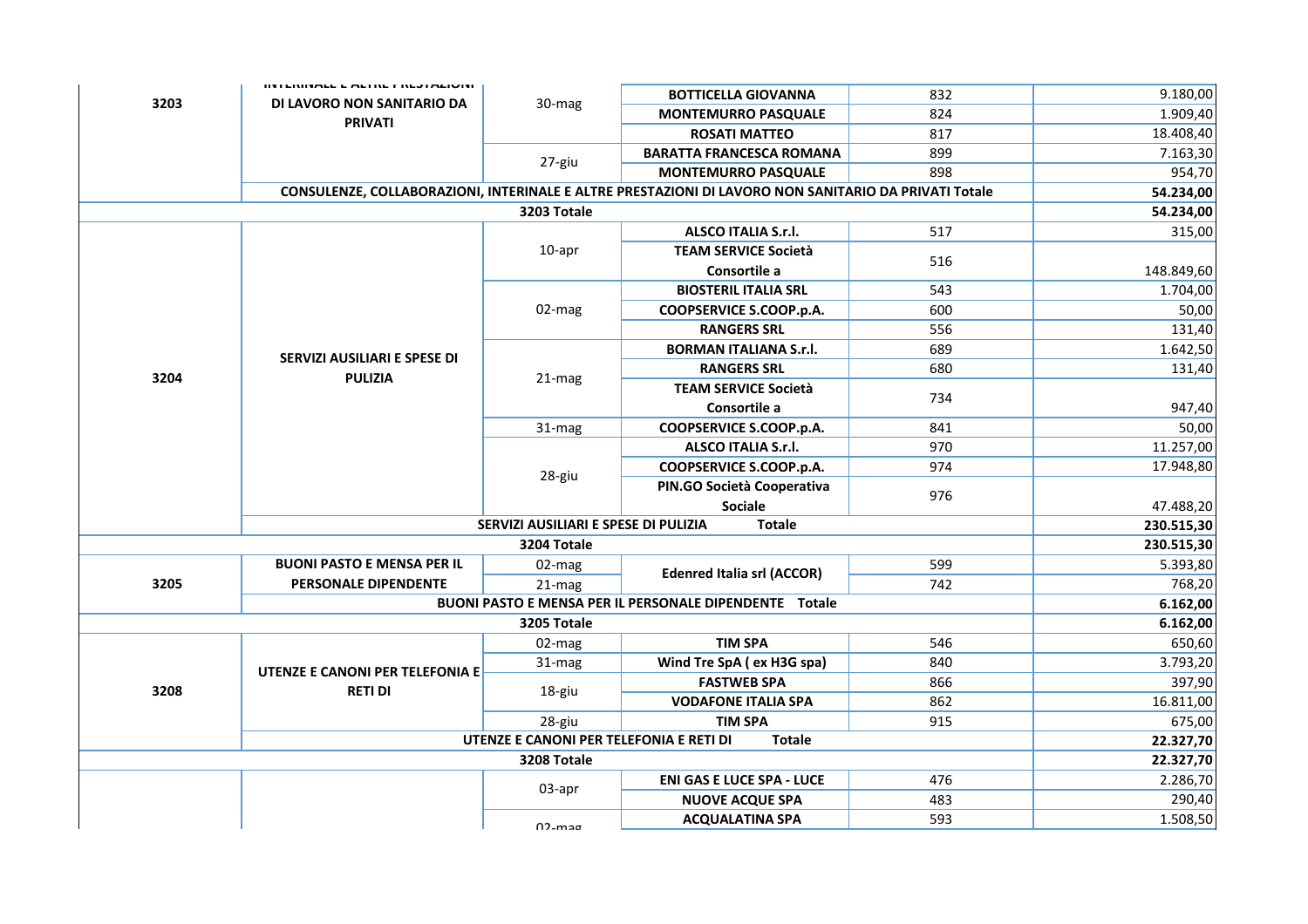| | | | | | |
|---|---|---|---|---|---|
| 3203 | INTERINALE E ALTRE PRESTAZIONI DI LAVORO NON SANITARIO DA PRIVATI | 30-mag | BOTTICELLA GIOVANNA | 832 | 9.180,00 |
| | | | MONTEMURRO PASQUALE | 824 | 1.909,40 |
| | | | ROSATI MATTEO | 817 | 18.408,40 |
| | | 27-giu | BARATTA FRANCESCA ROMANA | 899 | 7.163,30 |
| | | | MONTEMURRO PASQUALE | 898 | 954,70 |
| | CONSULENZE, COLLABORAZIONI, INTERINALE E ALTRE PRESTAZIONI DI LAVORO NON SANITARIO DA PRIVATI Totale | | | | 54.234,00 |
| 3203 Totale | | | | | 54.234,00 |
| 3204 | SERVIZI AUSILIARI E SPESE DI PULIZIA | 10-apr | ALSCO ITALIA S.r.l. | 517 | 315,00 |
| | | | TEAM SERVICE Società Consortile a | 516 | 148.849,60 |
| | | 02-mag | BIOSTERIL ITALIA SRL | 543 | 1.704,00 |
| | | | COOPSERVICE S.COOP.p.A. | 600 | 50,00 |
| | | | RANGERS SRL | 556 | 131,40 |
| | | 21-mag | BORMAN ITALIANA S.r.l. | 689 | 1.642,50 |
| | | | RANGERS SRL | 680 | 131,40 |
| | | | TEAM SERVICE Società Consortile a | 734 | 947,40 |
| | | 31-mag | COOPSERVICE S.COOP.p.A. | 841 | 50,00 |
| | | 28-giu | ALSCO ITALIA S.r.l. | 970 | 11.257,00 |
| | | | COOPSERVICE S.COOP.p.A. | 974 | 17.948,80 |
| | | | PIN.GO Società Cooperativa Sociale | 976 | 47.488,20 |
| | SERVIZI AUSILIARI E SPESE DI PULIZIA Totale | | | | 230.515,30 |
| 3204 Totale | | | | | 230.515,30 |
| 3205 | BUONI PASTO E MENSA PER IL PERSONALE DIPENDENTE | 02-mag | Edenred Italia srl (ACCOR) | 599 | 5.393,80 |
| | | 21-mag | | 742 | 768,20 |
| | BUONI PASTO E MENSA PER IL PERSONALE DIPENDENTE Totale | | | | 6.162,00 |
| 3205 Totale | | | | | 6.162,00 |
| 3208 | UTENZE E CANONI PER TELEFONIA E RETI DI | 02-mag | TIM SPA | 546 | 650,60 |
| | | 31-mag | Wind Tre SpA ( ex H3G spa) | 840 | 3.793,20 |
| | | 18-giu | FASTWEB SPA | 866 | 397,90 |
| | | | VODAFONE ITALIA SPA | 862 | 16.811,00 |
| | | 28-giu | TIM SPA | 915 | 675,00 |
| | UTENZE E CANONI PER TELEFONIA E RETI DI Totale | | | | 22.327,70 |
| 3208 Totale | | | | | 22.327,70 |
| | | 03-apr | ENI GAS E LUCE SPA - LUCE | 476 | 2.286,70 |
| | | | NUOVE ACQUE SPA | 483 | 290,40 |
| | | 02-mag | ACQUALATINA SPA | 593 | 1.508,50 |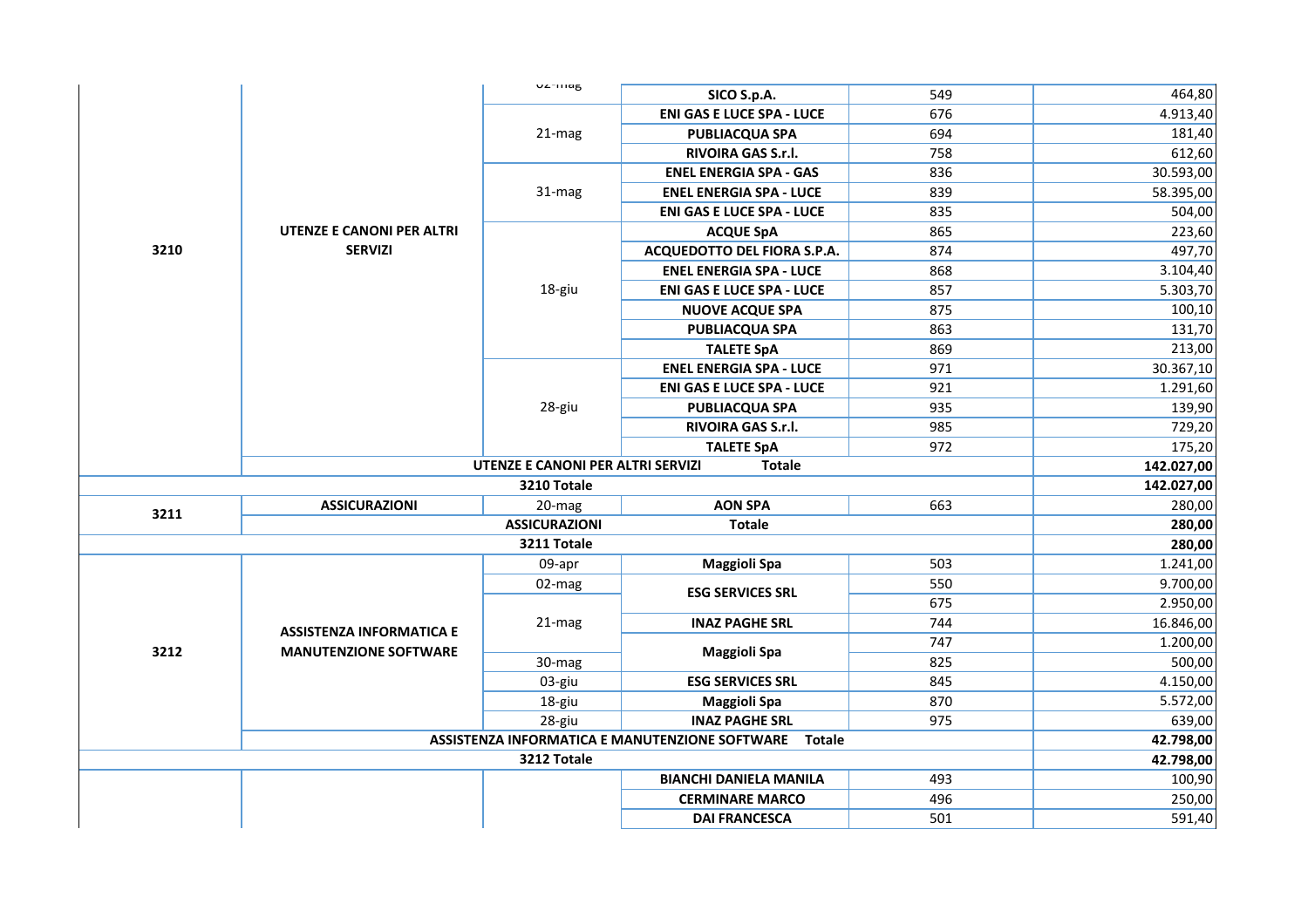| | | | | | |
|---|---|---|---|---|---|
| 3210 | UTENZE E CANONI PER ALTRI SERVIZI | 02-mag | SICO S.p.A. | 549 | 464,80 |
| | | 21-mag | ENI GAS E LUCE SPA - LUCE | 676 | 4.913,40 |
| | | | PUBLIACQUA SPA | 694 | 181,40 |
| | | | RIVOIRA GAS S.r.l. | 758 | 612,60 |
| | | 31-mag | ENEL ENERGIA SPA - GAS | 836 | 30.593,00 |
| | | | ENEL ENERGIA SPA - LUCE | 839 | 58.395,00 |
| | | | ENI GAS E LUCE SPA - LUCE | 835 | 504,00 |
| | | 18-giu | ACQUE SpA | 865 | 223,60 |
| | | | ACQUEDOTTO DEL FIORA S.P.A. | 874 | 497,70 |
| | | | ENEL ENERGIA SPA - LUCE | 868 | 3.104,40 |
| | | | ENI GAS E LUCE SPA - LUCE | 857 | 5.303,70 |
| | | | NUOVE ACQUE SPA | 875 | 100,10 |
| | | | PUBLIACQUA SPA | 863 | 131,70 |
| | | | TALETE SpA | 869 | 213,00 |
| | | 28-giu | ENEL ENERGIA SPA - LUCE | 971 | 30.367,10 |
| | | | ENI GAS E LUCE SPA - LUCE | 921 | 1.291,60 |
| | | | PUBLIACQUA SPA | 935 | 139,90 |
| | | | RIVOIRA GAS S.r.l. | 985 | 729,20 |
| | | | TALETE SpA | 972 | 175,20 |
| | UTENZE E CANONI PER ALTRI SERVIZI Totale | | | | 142.027,00 |
| 3210 Totale | | | | | 142.027,00 |
| 3211 | ASSICURAZIONI | 20-mag | AON SPA | 663 | 280,00 |
| | ASSICURAZIONI Totale | | | | 280,00 |
| 3211 Totale | | | | | 280,00 |
| 3212 | ASSISTENZA INFORMATICA E MANUTENZIONE SOFTWARE | 09-apr | Maggioli Spa | 503 | 1.241,00 |
| | | 02-mag | ESG SERVICES SRL | 550 | 9.700,00 |
| | | 21-mag | | 675 | 2.950,00 |
| | | | INAZ PAGHE SRL | 744 | 16.846,00 |
| | | | Maggioli Spa | 747 | 1.200,00 |
| | | 30-mag | | 825 | 500,00 |
| | | 03-giu | ESG SERVICES SRL | 845 | 4.150,00 |
| | | 18-giu | Maggioli Spa | 870 | 5.572,00 |
| | | 28-giu | INAZ PAGHE SRL | 975 | 639,00 |
| | ASSISTENZA INFORMATICA E MANUTENZIONE SOFTWARE Totale | | | | 42.798,00 |
| 3212 Totale | | | | | 42.798,00 |
| | | | BIANCHI DANIELA MANILA | 493 | 100,90 |
| | | | CERMINARE MARCO | 496 | 250,00 |
| | | | DAI FRANCESCA | 501 | 591,40 |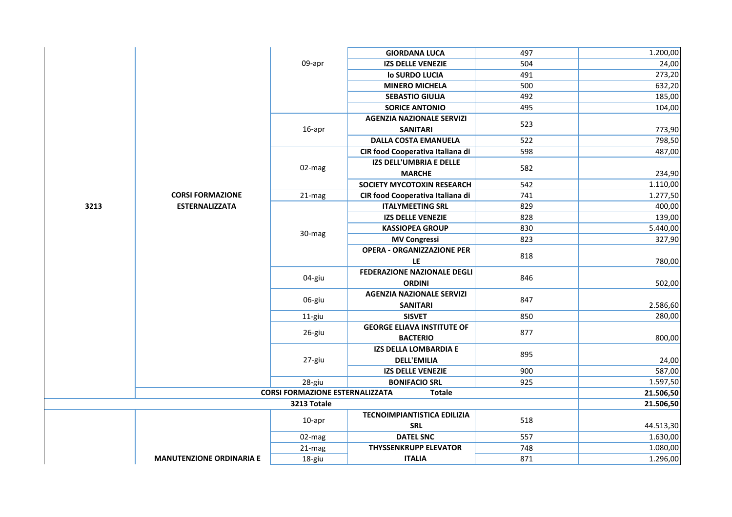| | | | | | |
|---|---|---|---|---|---|
| 3213 | CORSI FORMAZIONE ESTERNALIZZATA | 09-apr | **GIORDANA LUCA** | 497 | 1.200,00 |
| | | | **IZS DELLE VENEZIE** | 504 | 24,00 |
| | | | **lo SURDO LUCIA** | 491 | 273,20 |
| | | | **MINERO MICHELA** | 500 | 632,20 |
| | | | **SEBASTIO GIULIA** | 492 | 185,00 |
| | | | **SORICE ANTONIO** | 495 | 104,00 |
| | | 16-apr | **AGENZIA NAZIONALE SERVIZI SANITARI** | 523 | 773,90 |
| | | | **DALLA COSTA EMANUELA** | 522 | 798,50 |
| | | 02-mag | **CIR food Cooperativa Italiana di** | 598 | 487,00 |
| | | | **IZS DELL'UMBRIA E DELLE MARCHE** | 582 | 234,90 |
| | | | **SOCIETY MYCOTOXIN RESEARCH** | 542 | 1.110,00 |
| | | 21-mag | **CIR food Cooperativa Italiana di** | 741 | 1.277,50 |
| | | 30-mag | **ITALYMEETING SRL** | 829 | 400,00 |
| | | | **IZS DELLE VENEZIE** | 828 | 139,00 |
| | | | **KASSIOPEA GROUP** | 830 | 5.440,00 |
| | | | **MV Congressi** | 823 | 327,90 |
| | | | **OPERA - ORGANIZZAZIONE PER LE** | 818 | 780,00 |
| | | 04-giu | **FEDERAZIONE NAZIONALE DEGLI ORDINI** | 846 | 502,00 |
| | | 06-giu | **AGENZIA NAZIONALE SERVIZI SANITARI** | 847 | 2.586,60 |
| | | 11-giu | **SISVET** | 850 | 280,00 |
| | | 26-giu | **GEORGE ELIAVA INSTITUTE OF BACTERIO** | 877 | 800,00 |
| | | 27-giu | **IZS DELLA LOMBARDIA E DELL'EMILIA** | 895 | 24,00 |
| | | | **IZS DELLE VENEZIE** | 900 | 587,00 |
| | | 28-giu | **BONIFACIO SRL** | 925 | 1.597,50 |
| | **CORSI FORMAZIONE ESTERNALIZZATA** | | **Totale** | | **21.506,50** |
| **3213 Totale** | | | | | **21.506,50** |
| | MANUTENZIONE ORDINARIA E | 10-apr | **TECNOIMPIANTISTICA EDILIZIA SRL** | 518 | 44.513,30 |
| | | 02-mag | **DATEL SNC** | 557 | 1.630,00 |
| | | 21-mag | **THYSSENKRUPP ELEVATOR ITALIA** | 748 | 1.080,00 |
| | | 18-giu | | 871 | 1.296,00 |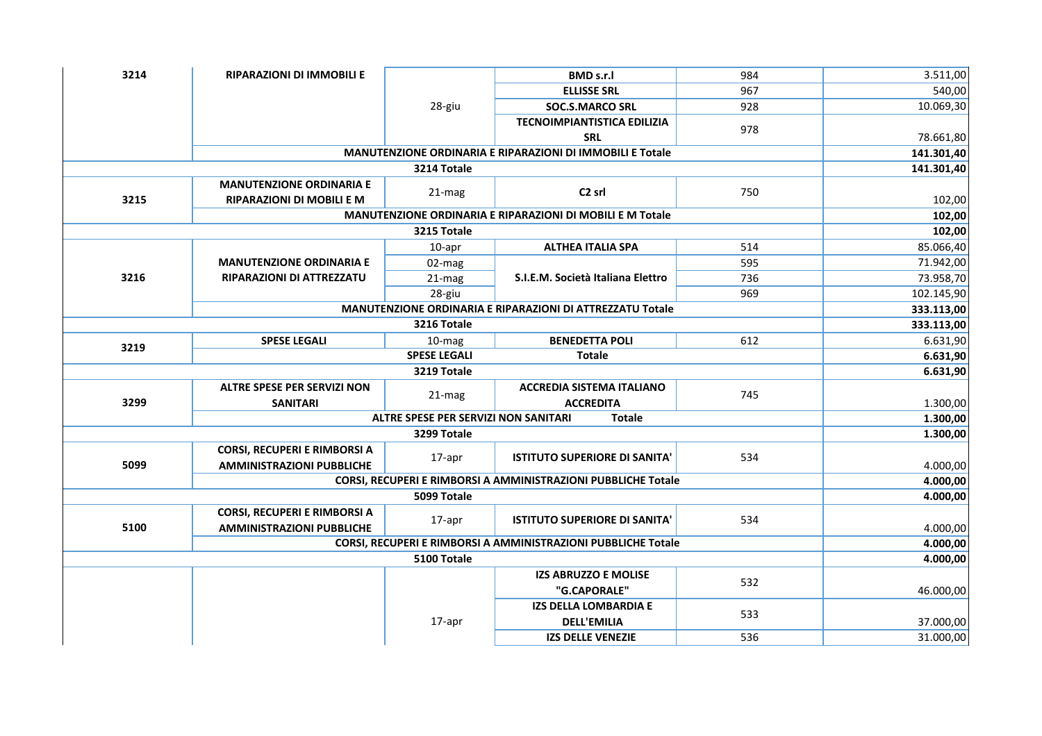| | | | | | |
|---|---|---|---|---|---|
| 3214 | RIPARAZIONI DI IMMOBILI E | 28-giu | BMD s.r.l | 984 | 3.511,00 |
| | | | ELLISSE SRL | 967 | 540,00 |
| | | | SOC.S.MARCO SRL | 928 | 10.069,30 |
| | | | TECNOIMPIANTISTICA EDILIZIA SRL | 978 | 78.661,80 |
| | MANUTENZIONE ORDINARIA E RIPARAZIONI DI IMMOBILI E Totale | | | | 141.301,40 |
| 3214 Totale | | | | | 141.301,40 |
| 3215 | MANUTENZIONE ORDINARIA E RIPARAZIONI DI MOBILI E M | 21-mag | C2 srl | 750 | 102,00 |
| | MANUTENZIONE ORDINARIA E RIPARAZIONI DI MOBILI E M Totale | | | | 102,00 |
| 3215 Totale | | | | | 102,00 |
| 3216 | MANUTENZIONE ORDINARIA E RIPARAZIONI DI ATTREZZATU | 10-apr | ALTHEA ITALIA SPA | 514 | 85.066,40 |
| | | 02-mag | S.I.E.M. Società Italiana Elettro | 595 | 71.942,00 |
| | | 21-mag | | 736 | 73.958,70 |
| | | 28-giu | | 969 | 102.145,90 |
| | MANUTENZIONE ORDINARIA E RIPARAZIONI DI ATTREZZATU Totale | | | | 333.113,00 |
| 3216 Totale | | | | | 333.113,00 |
| 3219 | SPESE LEGALI | 10-mag | BENEDETTA POLI | 612 | 6.631,90 |
| | SPESE LEGALI Totale | | | | 6.631,90 |
| 3219 Totale | | | | | 6.631,90 |
| 3299 | ALTRE SPESE PER SERVIZI NON SANITARI | 21-mag | ACCREDIA SISTEMA ITALIANO ACCREDITA | 745 | 1.300,00 |
| | ALTRE SPESE PER SERVIZI NON SANITARI Totale | | | | 1.300,00 |
| 3299 Totale | | | | | 1.300,00 |
| 5099 | CORSI, RECUPERI E RIMBORSI A AMMINISTRAZIONI PUBBLICHE | 17-apr | ISTITUTO SUPERIORE DI SANITA' | 534 | 4.000,00 |
| | CORSI, RECUPERI E RIMBORSI A AMMINISTRAZIONI PUBBLICHE Totale | | | | 4.000,00 |
| 5099 Totale | | | | | 4.000,00 |
| 5100 | CORSI, RECUPERI E RIMBORSI A AMMINISTRAZIONI PUBBLICHE | 17-apr | ISTITUTO SUPERIORE DI SANITA' | 534 | 4.000,00 |
| | CORSI, RECUPERI E RIMBORSI A AMMINISTRAZIONI PUBBLICHE Totale | | | | 4.000,00 |
| 5100 Totale | | | | | 4.000,00 |
| | | 17-apr | IZS ABRUZZO E MOLISE "G.CAPORALE" | 532 | 46.000,00 |
| | | | IZS DELLA LOMBARDIA E DELL'EMILIA | 533 | 37.000,00 |
| | | | IZS DELLE VENEZIE | 536 | 31.000,00 |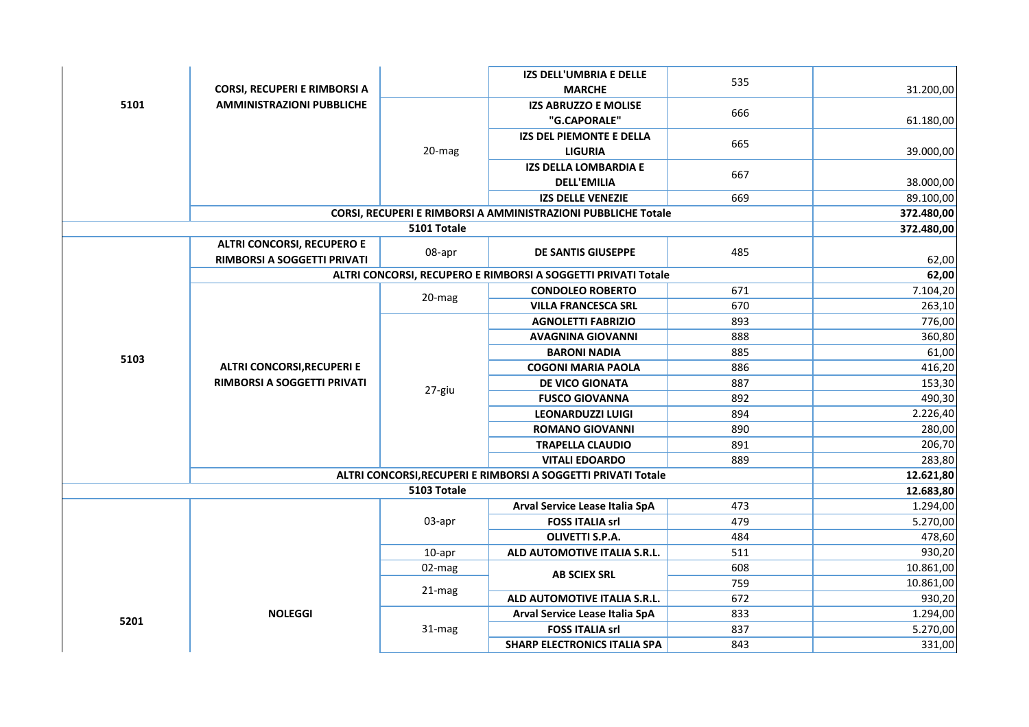| | | | | | |
|---|---|---|---|---|---|
| 5101 | CORSI, RECUPERI E RIMBORSI A AMMINISTRAZIONI PUBBLICHE | | IZS DELL'UMBRIA E DELLE MARCHE | 535 | 31.200,00 |
| | | 20-mag | IZS ABRUZZO E MOLISE "G.CAPORALE" | 666 | 61.180,00 |
| | | | IZS DEL PIEMONTE E DELLA LIGURIA | 665 | 39.000,00 |
| | | | IZS DELLA LOMBARDIA E DELL'EMILIA | 667 | 38.000,00 |
| | | | IZS DELLE VENEZIE | 669 | 89.100,00 |
| | CORSI, RECUPERI E RIMBORSI A AMMINISTRAZIONI PUBBLICHE Totale | | | | 372.480,00 |
| 5101 Totale | | | | | 372.480,00 |
| 5103 | ALTRI CONCORSI, RECUPERO E RIMBORSI A SOGGETTI PRIVATI | 08-apr | DE SANTIS GIUSEPPE | 485 | 62,00 |
| | ALTRI CONCORSI, RECUPERO E RIMBORSI A SOGGETTI PRIVATI Totale | | | | 62,00 |
| | ALTRI CONCORSI,RECUPERI E RIMBORSI A SOGGETTI PRIVATI | 20-mag | CONDOLEO ROBERTO | 671 | 7.104,20 |
| | | | VILLA FRANCESCA SRL | 670 | 263,10 |
| | | 27-giu | AGNOLETTI FABRIZIO | 893 | 776,00 |
| | | | AVAGNINA GIOVANNI | 888 | 360,80 |
| | | | BARONI NADIA | 885 | 61,00 |
| | | | COGONI MARIA PAOLA | 886 | 416,20 |
| | | | DE VICO GIONATA | 887 | 153,30 |
| | | | FUSCO GIOVANNA | 892 | 490,30 |
| | | | LEONARDUZZI LUIGI | 894 | 2.226,40 |
| | | | ROMANO GIOVANNI | 890 | 280,00 |
| | | | TRAPELLA CLAUDIO | 891 | 206,70 |
| | | | VITALI EDOARDO | 889 | 283,80 |
| | ALTRI CONCORSI,RECUPERI E RIMBORSI A SOGGETTI PRIVATI Totale | | | | 12.621,80 |
| 5103 Totale | | | | | 12.683,80 |
| 5201 | NOLEGGI | 03-apr | Arval Service Lease Italia SpA | 473 | 1.294,00 |
| | | | FOSS ITALIA srl | 479 | 5.270,00 |
| | | | OLIVETTI S.P.A. | 484 | 478,60 |
| | | 10-apr | ALD AUTOMOTIVE ITALIA S.R.L. | 511 | 930,20 |
| | | 02-mag | AB SCIEX SRL | 608 | 10.861,00 |
| | | 21-mag | | 759 | 10.861,00 |
| | | | ALD AUTOMOTIVE ITALIA S.R.L. | 672 | 930,20 |
| | | 31-mag | Arval Service Lease Italia SpA | 833 | 1.294,00 |
| | | | FOSS ITALIA srl | 837 | 5.270,00 |
| | | | SHARP ELECTRONICS ITALIA SPA | 843 | 331,00 |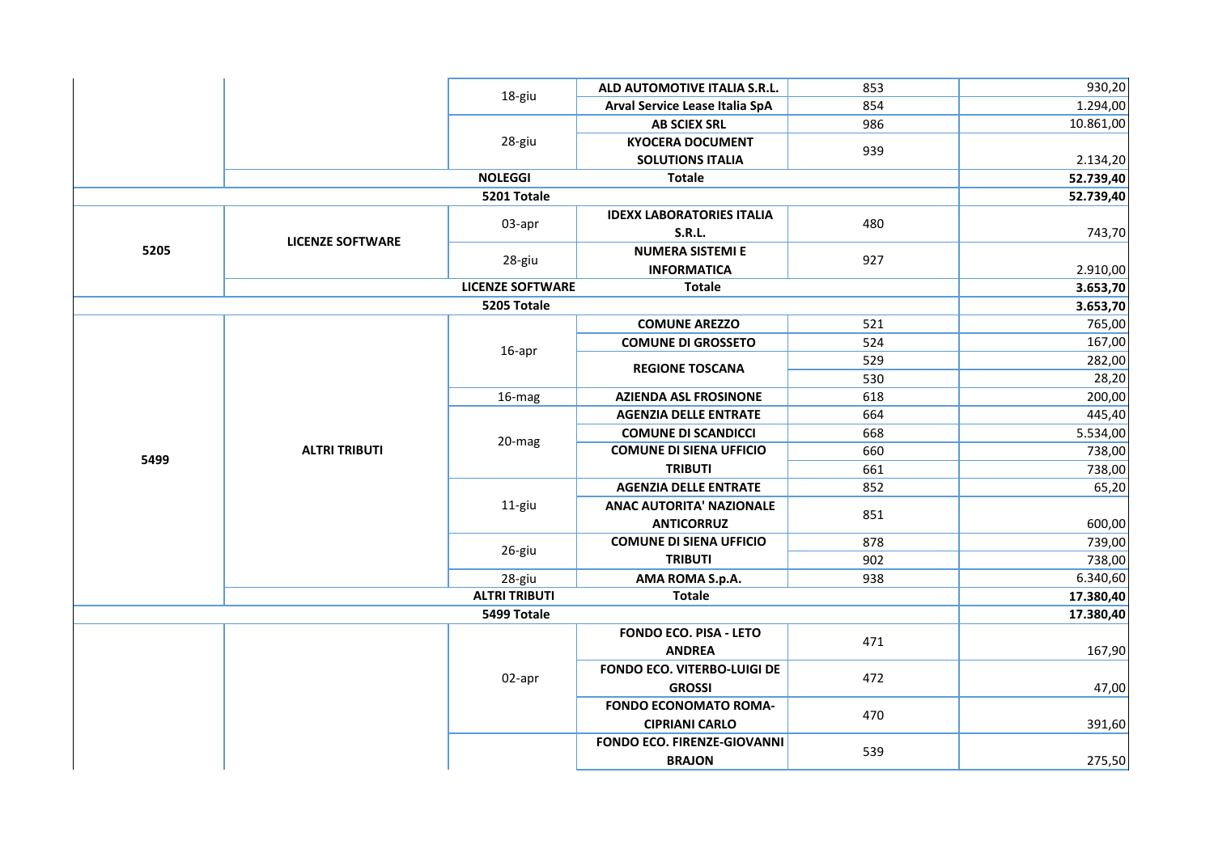| | | | | | |
|---|---|---|---|---|---|
| | | 18-giu | **ALD AUTOMOTIVE ITALIA S.R.L.** | 853 | 930,20 |
| | | | **Arval Service Lease Italia SpA** | 854 | 1.294,00 |
| | | 28-giu | **AB SCIEX SRL** | 986 | 10.861,00 |
| | | | **KYOCERA DOCUMENT SOLUTIONS ITALIA** | 939 | 2.134,20 |
| | **NOLEGGI** | | **Totale** | | **52.739,40** |
| **5201 Totale** | | | | | **52.739,40** |
| **5205** | **LICENZE SOFTWARE** | 03-apr | **IDEXX LABORATORIES ITALIA S.R.L.** | 480 | 743,70 |
| | | 28-giu | **NUMERA SISTEMI E INFORMATICA** | 927 | 2.910,00 |
| | **LICENZE SOFTWARE** | | **Totale** | | **3.653,70** |
| **5205 Totale** | | | | | **3.653,70** |
| **5499** | **ALTRI TRIBUTI** | 16-apr | **COMUNE AREZZO** | 521 | 765,00 |
| | | | **COMUNE DI GROSSETO** | 524 | 167,00 |
| | | | **REGIONE TOSCANA** | 529 | 282,00 |
| | | | | 530 | 28,20 |
| | | 16-mag | **AZIENDA ASL FROSINONE** | 618 | 200,00 |
| | | 20-mag | **AGENZIA DELLE ENTRATE** | 664 | 445,40 |
| | | | **COMUNE DI SCANDICCI** | 668 | 5.534,00 |
| | | | **COMUNE DI SIENA UFFICIO TRIBUTI** | 660 | 738,00 |
| | | | | 661 | 738,00 |
| | | 11-giu | **AGENZIA DELLE ENTRATE** | 852 | 65,20 |
| | | | **ANAC AUTORITA' NAZIONALE ANTICORRUZ** | 851 | 600,00 |
| | | 26-giu | **COMUNE DI SIENA UFFICIO TRIBUTI** | 878 | 739,00 |
| | | | | 902 | 738,00 |
| | | 28-giu | **AMA ROMA S.p.A.** | 938 | 6.340,60 |
| | **ALTRI TRIBUTI** | | **Totale** | | **17.380,40** |
| **5499 Totale** | | | | | **17.380,40** |
| | | 02-apr | **FONDO ECO. PISA - LETO ANDREA** | 471 | 167,90 |
| | | | **FONDO ECO. VITERBO-LUIGI DE GROSSI** | 472 | 47,00 |
| | | | **FONDO ECONOMATO ROMA-CIPRIANI CARLO** | 470 | 391,60 |
| | | | **FONDO ECO. FIRENZE-GIOVANNI BRAJON** | 539 | 275,50 |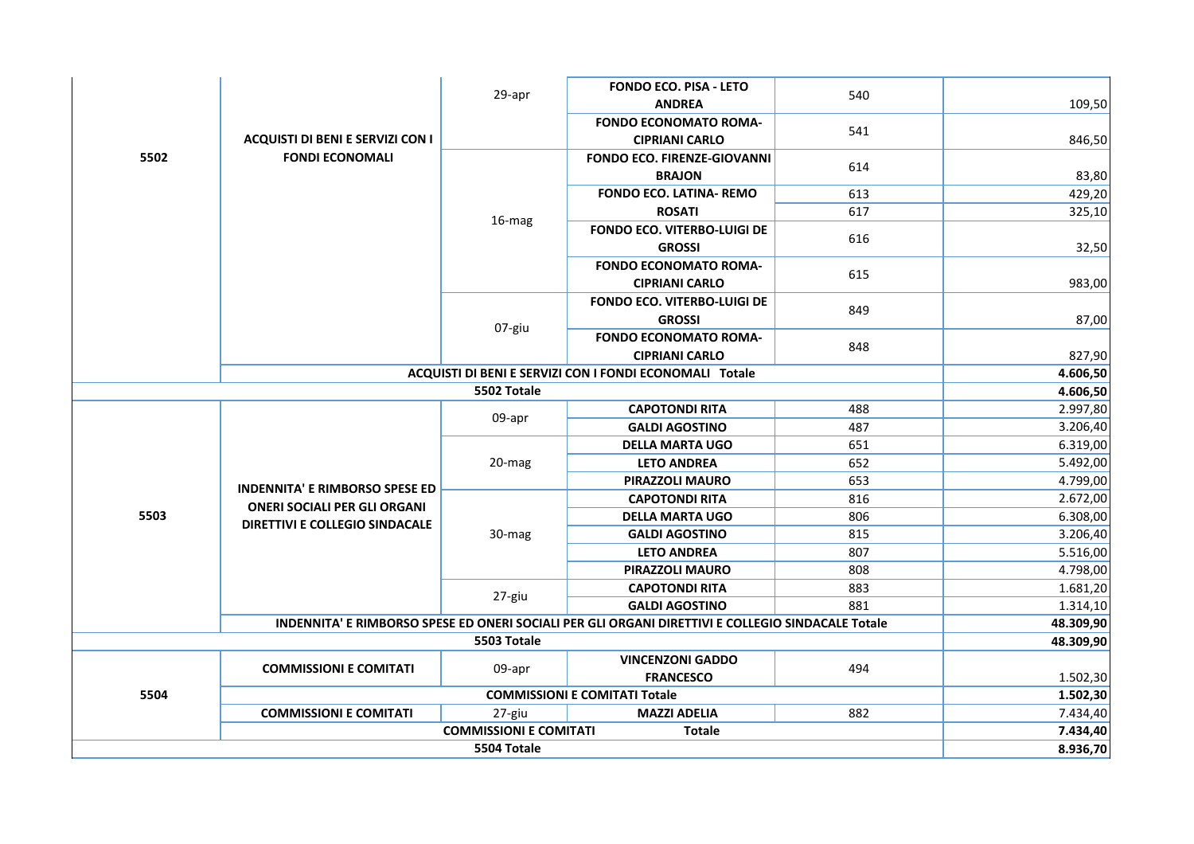| | | | | | |
|---|---|---|---|---|---|
| 5502 | ACQUISTI DI BENI E SERVIZI CON I FONDI ECONOMALI | 29-apr | FONDO ECO. PISA - LETO ANDREA | 540 | 109,50 |
| | | | FONDO ECONOMATO ROMA-CIPRIANI CARLO | 541 | 846,50 |
| | | 16-mag | FONDO ECO. FIRENZE-GIOVANNI BRAJON | 614 | 83,80 |
| | | | FONDO ECO. LATINA- REMO ROSATI | 613 | 429,20 |
| | | | | 617 | 325,10 |
| | | | FONDO ECO. VITERBO-LUIGI DE GROSSI | 616 | 32,50 |
| | | | FONDO ECONOMATO ROMA-CIPRIANI CARLO | 615 | 983,00 |
| | | 07-giu | FONDO ECO. VITERBO-LUIGI DE GROSSI | 849 | 87,00 |
| | | | FONDO ECONOMATO ROMA-CIPRIANI CARLO | 848 | 827,90 |
| | **ACQUISTI DI BENI E SERVIZI CON I FONDI ECONOMALI Totale** | | | | **4.606,50** |
| **5502 Totale** | | | | | **4.606,50** |
| 5503 | INDENNITA' E RIMBORSO SPESE ED ONERI SOCIALI PER GLI ORGANI DIRETTIVI E COLLEGIO SINDACALE | 09-apr | CAPOTONDI RITA | 488 | 2.997,80 |
| | | | GALDI AGOSTINO | 487 | 3.206,40 |
| | | 20-mag | DELLA MARTA UGO | 651 | 6.319,00 |
| | | | LETO ANDREA | 652 | 5.492,00 |
| | | | PIRAZZOLI MAURO | 653 | 4.799,00 |
| | | 30-mag | CAPOTONDI RITA | 816 | 2.672,00 |
| | | | DELLA MARTA UGO | 806 | 6.308,00 |
| | | | GALDI AGOSTINO | 815 | 3.206,40 |
| | | | LETO ANDREA | 807 | 5.516,00 |
| | | | PIRAZZOLI MAURO | 808 | 4.798,00 |
| | | 27-giu | CAPOTONDI RITA | 883 | 1.681,20 |
| | | | GALDI AGOSTINO | 881 | 1.314,10 |
| | **INDENNITA' E RIMBORSO SPESE ED ONERI SOCIALI PER GLI ORGANI DIRETTIVI E COLLEGIO SINDACALE Totale** | | | | **48.309,90** |
| **5503 Totale** | | | | | **48.309,90** |
| 5504 | COMMISSIONI E COMITATI | 09-apr | VINCENZONI GADDO FRANCESCO | 494 | 1.502,30 |
| | **COMMISSIONI E COMITATI Totale** | | | | **1.502,30** |
| | COMMISSIONI E COMITATI | 27-giu | MAZZI ADELIA | 882 | 7.434,40 |
| | **COMMISSIONI E COMITATI Totale** | | | | **7.434,40** |
| **5504 Totale** | | | | | **8.936,70** |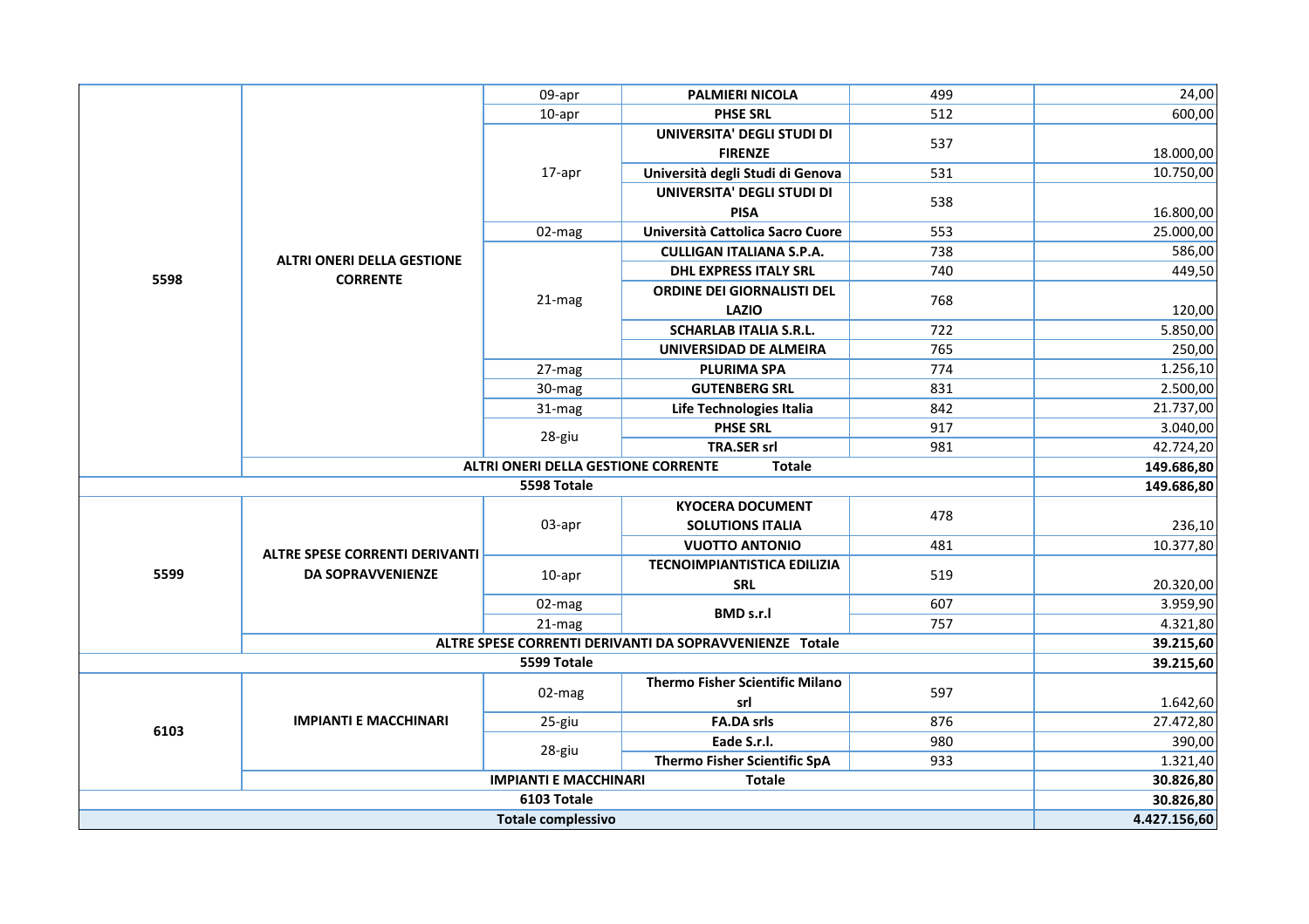| | | | | | |
|---|---|---|---|---|---|
| 5598 | ALTRI ONERI DELLA GESTIONE CORRENTE | 09-apr | PALMIERI NICOLA | 499 | 24,00 |
| | | 10-apr | PHSE SRL | 512 | 600,00 |
| | | 17-apr | UNIVERSITA' DEGLI STUDI DI FIRENZE | 537 | 18.000,00 |
| | | | Università degli Studi di Genova | 531 | 10.750,00 |
| | | | UNIVERSITA' DEGLI STUDI DI PISA | 538 | 16.800,00 |
| | | 02-mag | Università Cattolica Sacro Cuore | 553 | 25.000,00 |
| | | 21-mag | CULLIGAN ITALIANA S.P.A. | 738 | 586,00 |
| | | | DHL EXPRESS ITALY SRL | 740 | 449,50 |
| | | | ORDINE DEI GIORNALISTI DEL LAZIO | 768 | 120,00 |
| | | | SCHARLAB ITALIA S.R.L. | 722 | 5.850,00 |
| | | | UNIVERSIDAD DE ALMEIRA | 765 | 250,00 |
| | | 27-mag | PLURIMA SPA | 774 | 1.256,10 |
| | | 30-mag | GUTENBERG SRL | 831 | 2.500,00 |
| | | 31-mag | Life Technologies Italia | 842 | 21.737,00 |
| | | 28-giu | PHSE SRL | 917 | 3.040,00 |
| | | | TRA.SER srl | 981 | 42.724,20 |
| | ALTRI ONERI DELLA GESTIONE CORRENTE Totale | | | | 149.686,80 |
| 5598 Totale | | | | | 149.686,80 |
| 5599 | ALTRE SPESE CORRENTI DERIVANTI DA SOPRAVVENIENZE | 03-apr | KYOCERA DOCUMENT SOLUTIONS ITALIA | 478 | 236,10 |
| | | | VUOTTO ANTONIO | 481 | 10.377,80 |
| | | 10-apr | TECNOIMPIANTISTICA EDILIZIA SRL | 519 | 20.320,00 |
| | | 02-mag | BMD s.r.l | 607 | 3.959,90 |
| | | 21-mag | | 757 | 4.321,80 |
| | ALTRE SPESE CORRENTI DERIVANTI DA SOPRAVVENIENZE Totale | | | | 39.215,60 |
| 5599 Totale | | | | | 39.215,60 |
| 6103 | IMPIANTI E MACCHINARI | 02-mag | Thermo Fisher Scientific Milano srl | 597 | 1.642,60 |
| | | 25-giu | FA.DA srls | 876 | 27.472,80 |
| | | 28-giu | Eade S.r.l. | 980 | 390,00 |
| | | | Thermo Fisher Scientific SpA | 933 | 1.321,40 |
| | IMPIANTI E MACCHINARI Totale | | | | 30.826,80 |
| 6103 Totale | | | | | 30.826,80 |
| Totale complessivo | | | | | 4.427.156,60 |